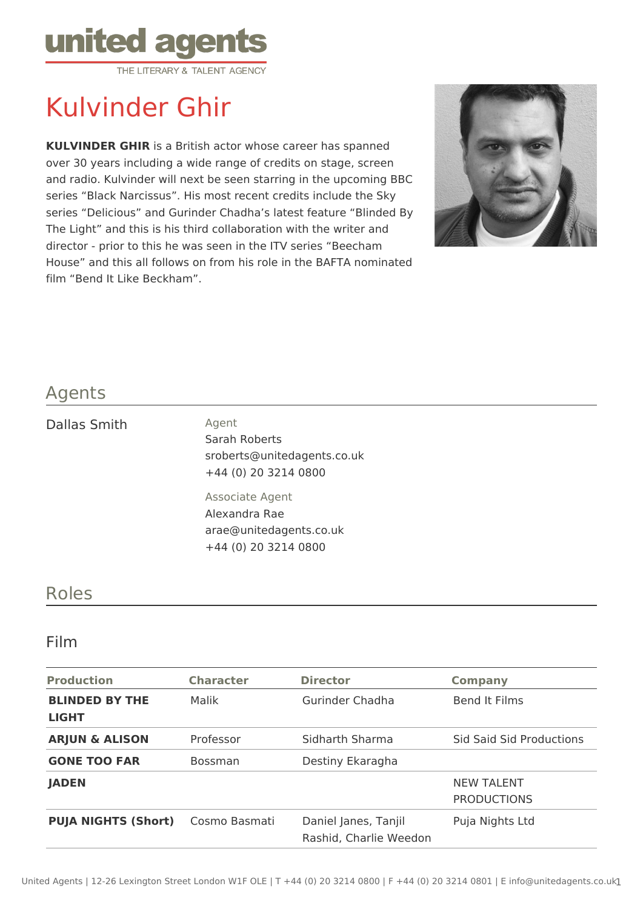# Kulvinder Ghir

**KULVINDER GHIR** is a British actor whose career has spanned over 30 years including a wide range of credits on stage, screen and radio. Kulvinder will next be seen starring in the upcoming BBC series “Black Narcissus”. His most recent credits include the Sky series “Delicious” and Gurinder Chadha’s latest feature “Blinded By The Light” and this is his third collaboration with the writer and director - prior to this he was seen in the ITV series “Beecham House” and this all follows on from his role in the BAFTA nominated film “Bend It Like Beckham”.

## Agents

Dallas Smith

Agent
Sarah Roberts
sroberts@unitedagents.co.uk
+44 (0) 20 3214 0800

Associate Agent
Alexandra Rae
arae@unitedagents.co.uk
+44 (0) 20 3214 0800

## Roles

### Film

| Production | Character | Director | Company |
|---|---|---|---|
| **BLINDED BY THE LIGHT** | Malik | Gurinder Chadha | Bend It Films |
| **ARJUN & ALISON** | Professor | Sidharth Sharma | Sid Said Sid Productions |
| **GONE TOO FAR** | Bossman | Destiny Ekaragha | |
| **JADEN** | | | NEW TALENT PRODUCTIONS |
| **PUJA NIGHTS (Short)** | Cosmo Basmati | Daniel Janes, Tanjil Rashid, Charlie Weedon | Puja Nights Ltd |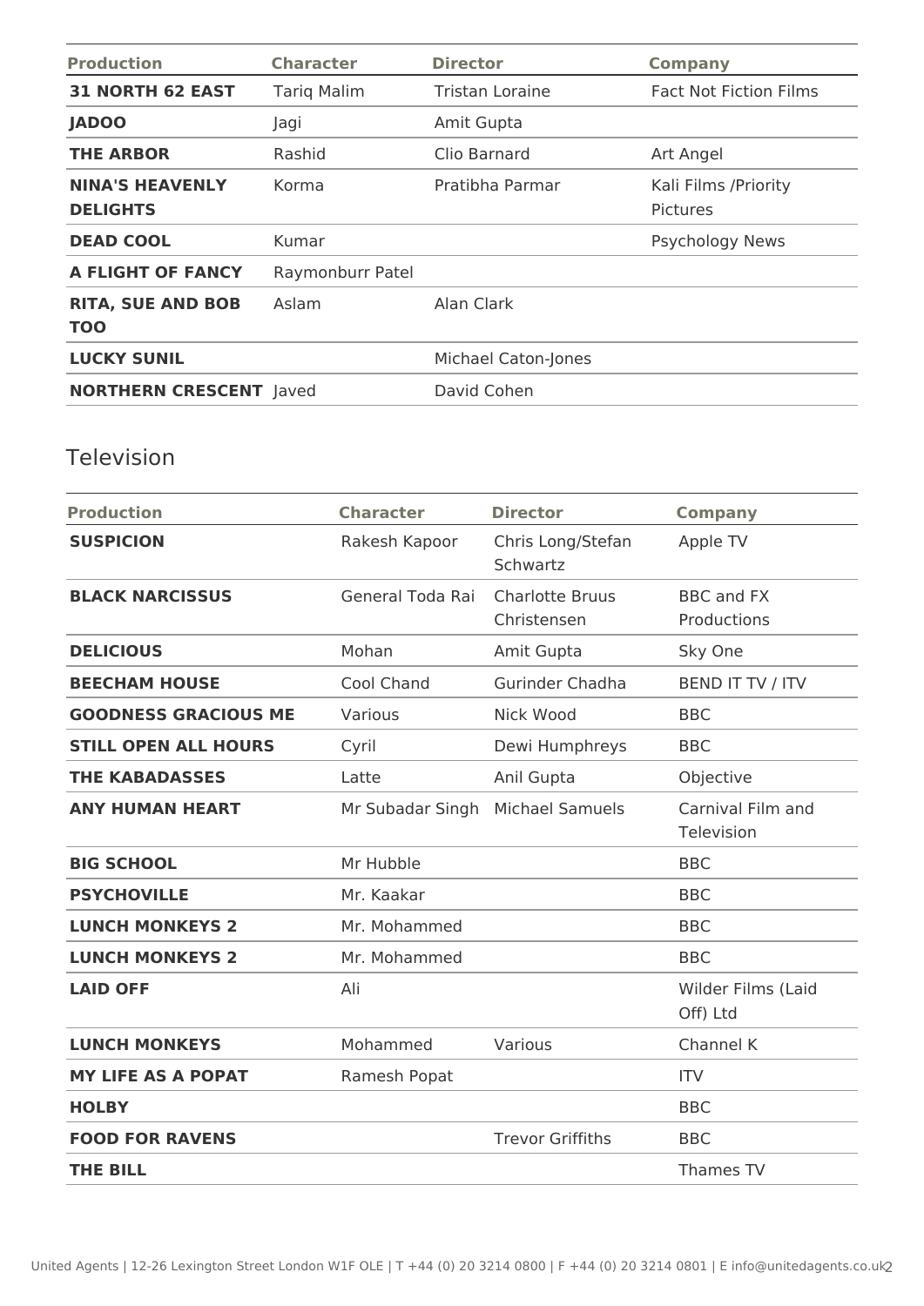| Production | Character | Director | Company |
|---|---|---|---|
| **31 NORTH 62 EAST** | Tariq Malim | Tristan Loraine | Fact Not Fiction Films |
| **JADOO** | Jagi | Amit Gupta | |
| **THE ARBOR** | Rashid | Clio Barnard | Art Angel |
| **NINA'S HEAVENLY DELIGHTS** | Korma | Pratibha Parmar | Kali Films /Priority Pictures |
| **DEAD COOL** | Kumar | | Psychology News |
| **A FLIGHT OF FANCY** | Raymonburr Patel | | |
| **RITA, SUE AND BOB TOO** | Aslam | Alan Clark | |
| **LUCKY SUNIL** | | Michael Caton-Jones | |
| **NORTHERN CRESCENT** | Javed | David Cohen | |

## Television

| Production | Character | Director | Company |
|---|---|---|---|
| **SUSPICION** | Rakesh Kapoor | Chris Long/Stefan Schwartz | Apple TV |
| **BLACK NARCISSUS** | General Toda Rai | Charlotte Bruus Christensen | BBC and FX Productions |
| **DELICIOUS** | Mohan | Amit Gupta | Sky One |
| **BEECHAM HOUSE** | Cool Chand | Gurinder Chadha | BEND IT TV / ITV |
| **GOODNESS GRACIOUS ME** | Various | Nick Wood | BBC |
| **STILL OPEN ALL HOURS** | Cyril | Dewi Humphreys | BBC |
| **THE KABADASSES** | Latte | Anil Gupta | Objective |
| **ANY HUMAN HEART** | Mr Subadar Singh | Michael Samuels | Carnival Film and Television |
| **BIG SCHOOL** | Mr Hubble | | BBC |
| **PSYCHOVILLE** | Mr. Kaakar | | BBC |
| **LUNCH MONKEYS 2** | Mr. Mohammed | | BBC |
| **LUNCH MONKEYS 2** | Mr. Mohammed | | BBC |
| **LAID OFF** | Ali | | Wilder Films (Laid Off) Ltd |
| **LUNCH MONKEYS** | Mohammed | Various | Channel K |
| **MY LIFE AS A POPAT** | Ramesh Popat | | ITV |
| **HOLBY** | | | BBC |
| **FOOD FOR RAVENS** | | Trevor Griffiths | BBC |
| **THE BILL** | | | Thames TV |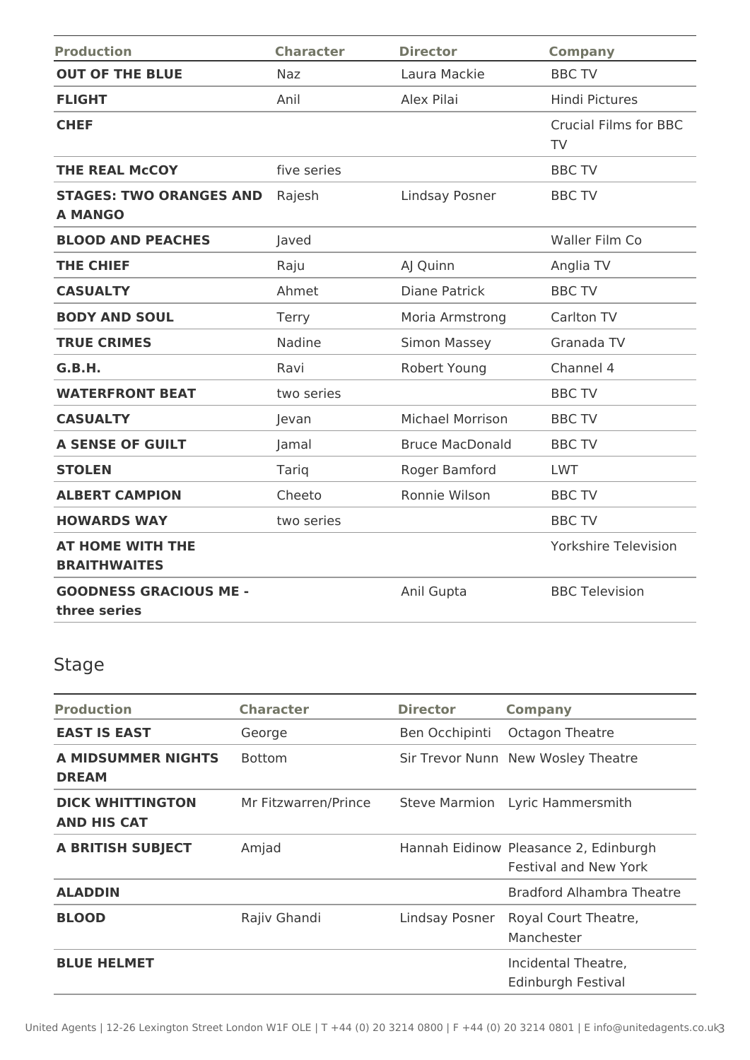| Production | Character | Director | Company |
| --- | --- | --- | --- |
| **OUT OF THE BLUE** | Naz | Laura Mackie | BBC TV |
| **FLIGHT** | Anil | Alex Pilai | Hindi Pictures |
| **CHEF** | | | Crucial Films for BBC TV |
| **THE REAL McCOY** | five series | | BBC TV |
| **STAGES: TWO ORANGES AND A MANGO** | Rajesh | Lindsay Posner | BBC TV |
| **BLOOD AND PEACHES** | Javed | | Waller Film Co |
| **THE CHIEF** | Raju | AJ Quinn | Anglia TV |
| **CASUALTY** | Ahmet | Diane Patrick | BBC TV |
| **BODY AND SOUL** | Terry | Moria Armstrong | Carlton TV |
| **TRUE CRIMES** | Nadine | Simon Massey | Granada TV |
| **G.B.H.** | Ravi | Robert Young | Channel 4 |
| **WATERFRONT BEAT** | two series | | BBC TV |
| **CASUALTY** | Jevan | Michael Morrison | BBC TV |
| **A SENSE OF GUILT** | Jamal | Bruce MacDonald | BBC TV |
| **STOLEN** | Tariq | Roger Bamford | LWT |
| **ALBERT CAMPION** | Cheeto | Ronnie Wilson | BBC TV |
| **HOWARDS WAY** | two series | | BBC TV |
| **AT HOME WITH THE BRAITHWAITES** | | | Yorkshire Television |
| **GOODNESS GRACIOUS ME - three series** | | Anil Gupta | BBC Television |

## Stage

| Production | Character | Director | Company |
| --- | --- | --- | --- |
| **EAST IS EAST** | George | Ben Occhipinti | Octagon Theatre |
| **A MIDSUMMER NIGHTS DREAM** | Bottom | Sir Trevor Nunn | New Wosley Theatre |
| **DICK WHITTINGTON AND HIS CAT** | Mr Fitzwarren/Prince | Steve Marmion | Lyric Hammersmith |
| **A BRITISH SUBJECT** | Amjad | Hannah Eidinow | Pleasance 2, Edinburgh Festival and New York |
| **ALADDIN** | | | Bradford Alhambra Theatre |
| **BLOOD** | Rajiv Ghandi | Lindsay Posner | Royal Court Theatre, Manchester |
| **BLUE HELMET** | | | Incidental Theatre, Edinburgh Festival |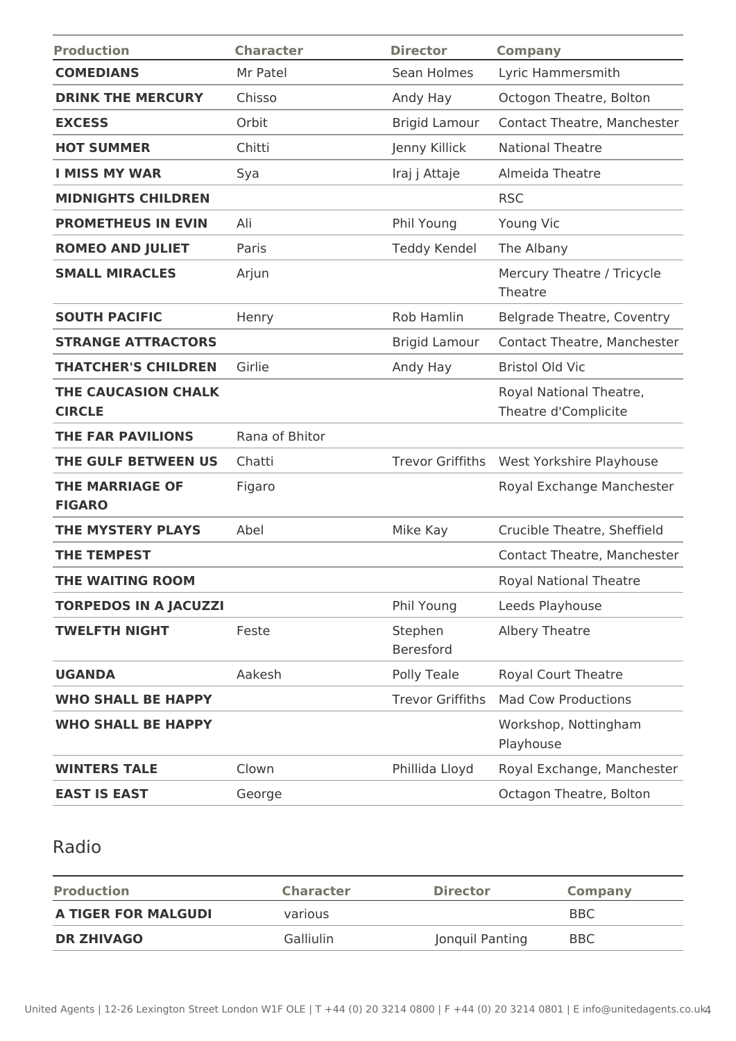| Production | Character | Director | Company |
| --- | --- | --- | --- |
| **COMEDIANS** | Mr Patel | Sean Holmes | Lyric Hammersmith |
| **DRINK THE MERCURY** | Chisso | Andy Hay | Octogon Theatre, Bolton |
| **EXCESS** | Orbit | Brigid Lamour | Contact Theatre, Manchester |
| **HOT SUMMER** | Chitti | Jenny Killick | National Theatre |
| **I MISS MY WAR** | Sya | Iraj j Attaje | Almeida Theatre |
| **MIDNIGHTS CHILDREN** | | | RSC |
| **PROMETHEUS IN EVIN** | Ali | Phil Young | Young Vic |
| **ROMEO AND JULIET** | Paris | Teddy Kendel | The Albany |
| **SMALL MIRACLES** | Arjun | | Mercury Theatre / Tricycle Theatre |
| **SOUTH PACIFIC** | Henry | Rob Hamlin | Belgrade Theatre, Coventry |
| **STRANGE ATTRACTORS** | | Brigid Lamour | Contact Theatre, Manchester |
| **THATCHER'S CHILDREN** | Girlie | Andy Hay | Bristol Old Vic |
| **THE CAUCASION CHALK CIRCLE** | | | Royal National Theatre, Theatre d'Complicite |
| **THE FAR PAVILIONS** | Rana of Bhitor | | |
| **THE GULF BETWEEN US** | Chatti | Trevor Griffiths | West Yorkshire Playhouse |
| **THE MARRIAGE OF FIGARO** | Figaro | | Royal Exchange Manchester |
| **THE MYSTERY PLAYS** | Abel | Mike Kay | Crucible Theatre, Sheffield |
| **THE TEMPEST** | | | Contact Theatre, Manchester |
| **THE WAITING ROOM** | | | Royal National Theatre |
| **TORPEDOS IN A JACUZZI** | | Phil Young | Leeds Playhouse |
| **TWELFTH NIGHT** | Feste | Stephen Beresford | Albery Theatre |
| **UGANDA** | Aakesh | Polly Teale | Royal Court Theatre |
| **WHO SHALL BE HAPPY** | | Trevor Griffiths | Mad Cow Productions |
| **WHO SHALL BE HAPPY** | | | Workshop, Nottingham Playhouse |
| **WINTERS TALE** | Clown | Phillida Lloyd | Royal Exchange, Manchester |
| **EAST IS EAST** | George | | Octagon Theatre, Bolton |

## Radio

| Production | Character | Director | Company |
| --- | --- | --- | --- |
| **A TIGER FOR MALGUDI** | various | | BBC |
| **DR ZHIVAGO** | Galliulin | Jonquil Panting | BBC |

United Agents | 12-26 Lexington Street London W1F OLE | T +44 (0) 20 3214 0800 | F +44 (0) 20 3214 0801 | E info@unitedagents.co.uk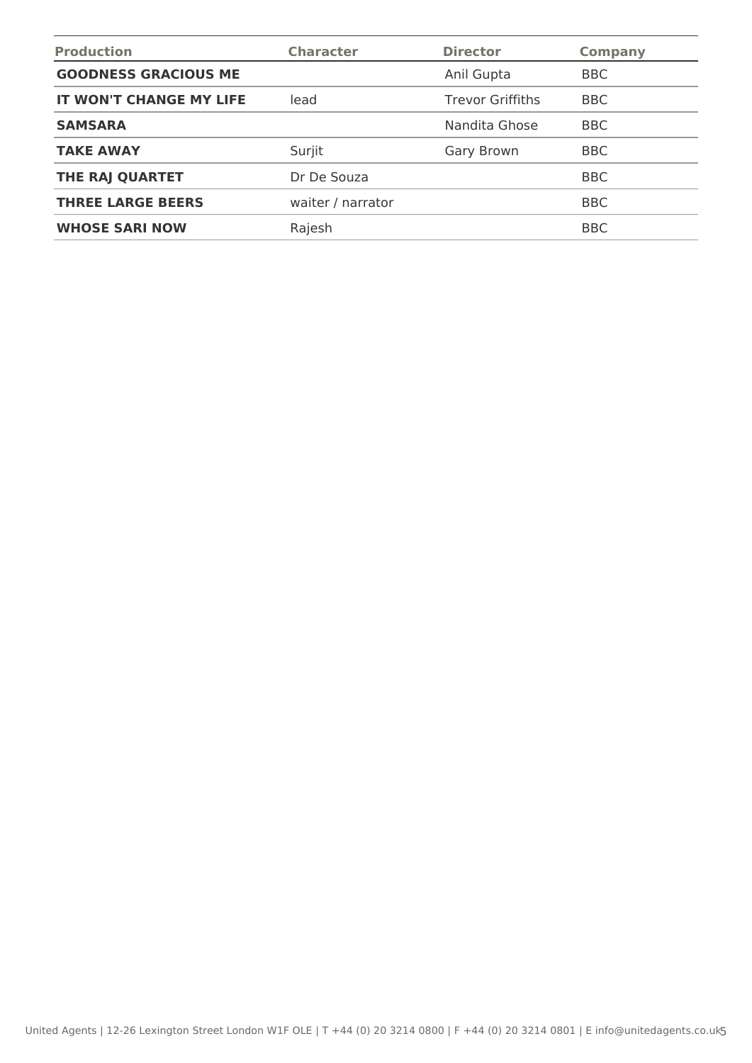| Production | Character | Director | Company |
| --- | --- | --- | --- |
| **GOODNESS GRACIOUS ME** | | Anil Gupta | BBC |
| **IT WON'T CHANGE MY LIFE** | lead | Trevor Griffiths | BBC |
| **SAMSARA** | | Nandita Ghose | BBC |
| **TAKE AWAY** | Surjit | Gary Brown | BBC |
| **THE RAJ QUARTET** | Dr De Souza | | BBC |
| **THREE LARGE BEERS** | waiter / narrator | | BBC |
| **WHOSE SARI NOW** | Rajesh | | BBC |